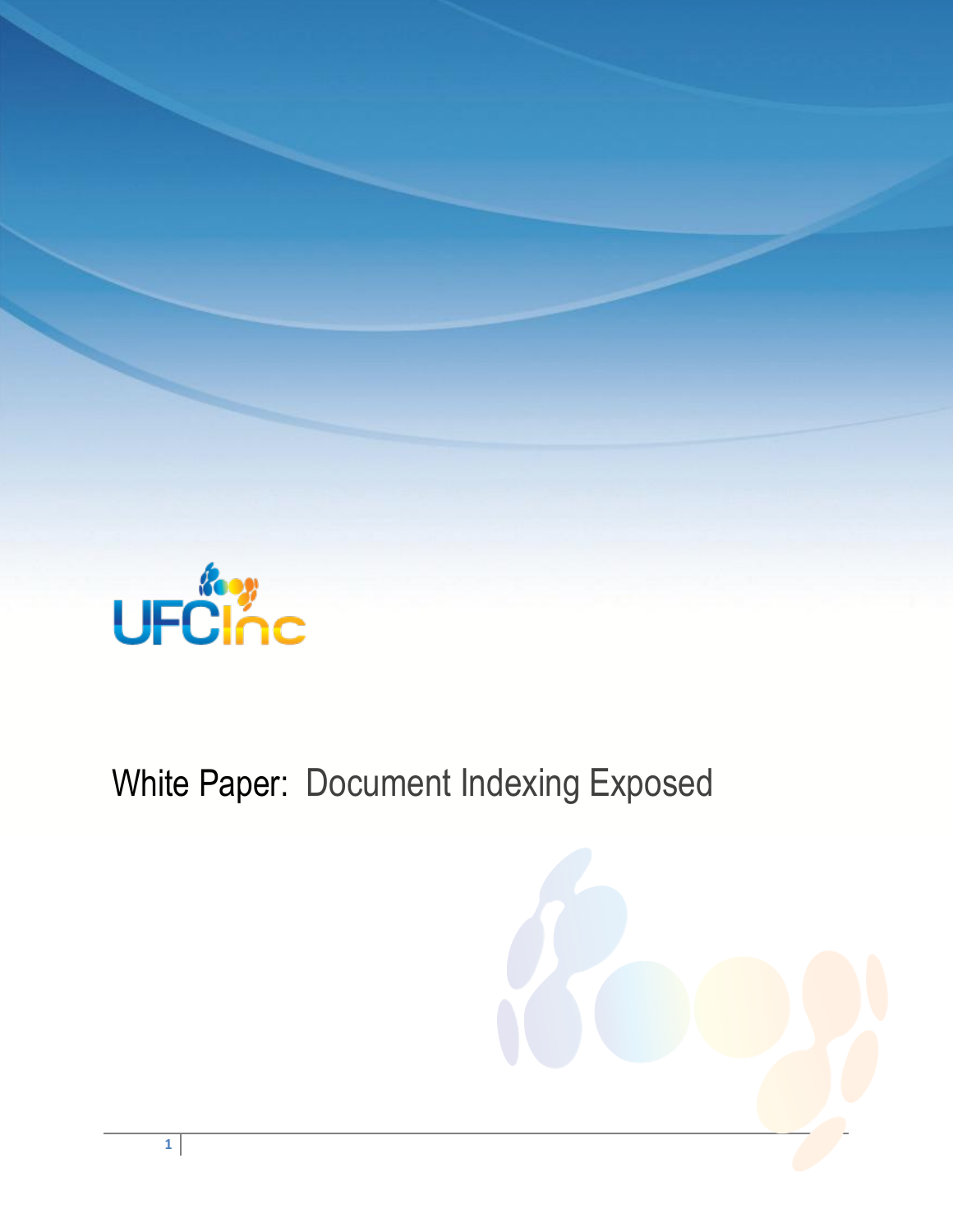UFCInc

# White Paper: Document Indexing Exposed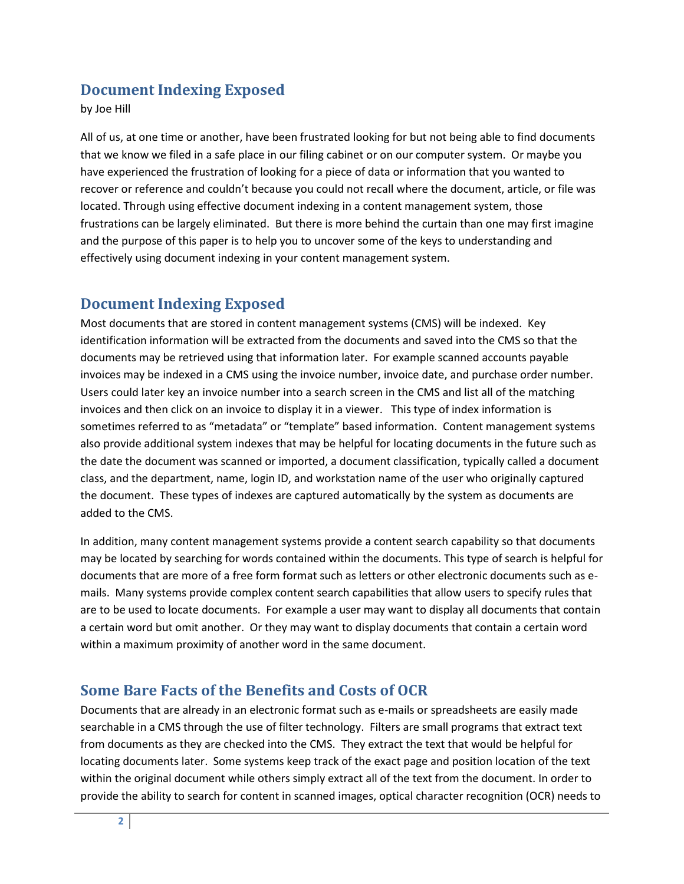## Document Indexing Exposed

by Joe Hill

All of us, at one time or another, have been frustrated looking for but not being able to find documents that we know we filed in a safe place in our filing cabinet or on our computer system. Or maybe you have experienced the frustration of looking for a piece of data or information that you wanted to recover or reference and couldn't because you could not recall where the document, article, or file was located. Through using effective document indexing in a content management system, those frustrations can be largely eliminated. But there is more behind the curtain than one may first imagine and the purpose of this paper is to help you to uncover some of the keys to understanding and effectively using document indexing in your content management system.

## Document Indexing Exposed

Most documents that are stored in content management systems (CMS) will be indexed. Key identification information will be extracted from the documents and saved into the CMS so that the documents may be retrieved using that information later. For example scanned accounts payable invoices may be indexed in a CMS using the invoice number, invoice date, and purchase order number. Users could later key an invoice number into a search screen in the CMS and list all of the matching invoices and then click on an invoice to display it in a viewer. This type of index information is sometimes referred to as "metadata" or "template" based information. Content management systems also provide additional system indexes that may be helpful for locating documents in the future such as the date the document was scanned or imported, a document classification, typically called a document class, and the department, name, login ID, and workstation name of the user who originally captured the document. These types of indexes are captured automatically by the system as documents are added to the CMS.

In addition, many content management systems provide a content search capability so that documents may be located by searching for words contained within the documents. This type of search is helpful for documents that are more of a free form format such as letters or other electronic documents such as e-mails. Many systems provide complex content search capabilities that allow users to specify rules that are to be used to locate documents. For example a user may want to display all documents that contain a certain word but omit another. Or they may want to display documents that contain a certain word within a maximum proximity of another word in the same document.

## Some Bare Facts of the Benefits and Costs of OCR

Documents that are already in an electronic format such as e-mails or spreadsheets are easily made searchable in a CMS through the use of filter technology. Filters are small programs that extract text from documents as they are checked into the CMS. They extract the text that would be helpful for locating documents later. Some systems keep track of the exact page and position location of the text within the original document while others simply extract all of the text from the document. In order to provide the ability to search for content in scanned images, optical character recognition (OCR) needs to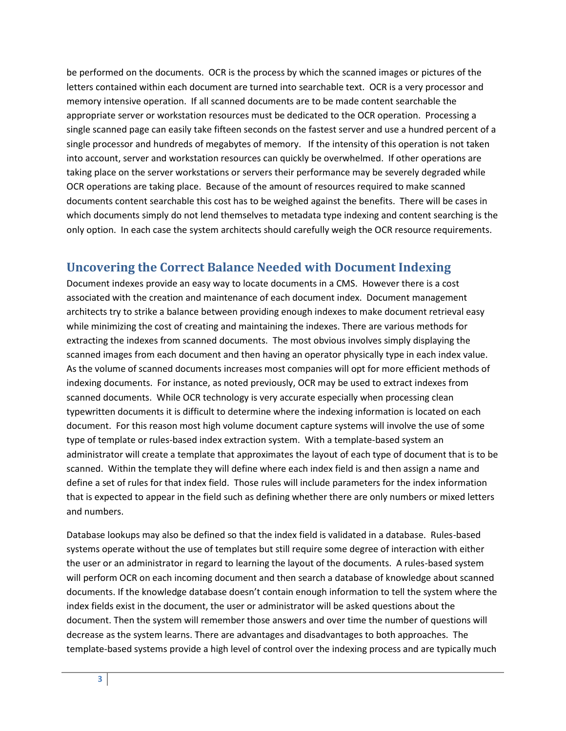be performed on the documents. OCR is the process by which the scanned images or pictures of the letters contained within each document are turned into searchable text. OCR is a very processor and memory intensive operation. If all scanned documents are to be made content searchable the appropriate server or workstation resources must be dedicated to the OCR operation. Processing a single scanned page can easily take fifteen seconds on the fastest server and use a hundred percent of a single processor and hundreds of megabytes of memory. If the intensity of this operation is not taken into account, server and workstation resources can quickly be overwhelmed. If other operations are taking place on the server workstations or servers their performance may be severely degraded while OCR operations are taking place. Because of the amount of resources required to make scanned documents content searchable this cost has to be weighed against the benefits. There will be cases in which documents simply do not lend themselves to metadata type indexing and content searching is the only option. In each case the system architects should carefully weigh the OCR resource requirements.

## Uncovering the Correct Balance Needed with Document Indexing

Document indexes provide an easy way to locate documents in a CMS. However there is a cost associated with the creation and maintenance of each document index. Document management architects try to strike a balance between providing enough indexes to make document retrieval easy while minimizing the cost of creating and maintaining the indexes. There are various methods for extracting the indexes from scanned documents. The most obvious involves simply displaying the scanned images from each document and then having an operator physically type in each index value. As the volume of scanned documents increases most companies will opt for more efficient methods of indexing documents. For instance, as noted previously, OCR may be used to extract indexes from scanned documents. While OCR technology is very accurate especially when processing clean typewritten documents it is difficult to determine where the indexing information is located on each document. For this reason most high volume document capture systems will involve the use of some type of template or rules-based index extraction system. With a template-based system an administrator will create a template that approximates the layout of each type of document that is to be scanned. Within the template they will define where each index field is and then assign a name and define a set of rules for that index field. Those rules will include parameters for the index information that is expected to appear in the field such as defining whether there are only numbers or mixed letters and numbers.

Database lookups may also be defined so that the index field is validated in a database. Rules-based systems operate without the use of templates but still require some degree of interaction with either the user or an administrator in regard to learning the layout of the documents. A rules-based system will perform OCR on each incoming document and then search a database of knowledge about scanned documents. If the knowledge database doesn't contain enough information to tell the system where the index fields exist in the document, the user or administrator will be asked questions about the document. Then the system will remember those answers and over time the number of questions will decrease as the system learns. There are advantages and disadvantages to both approaches. The template-based systems provide a high level of control over the indexing process and are typically much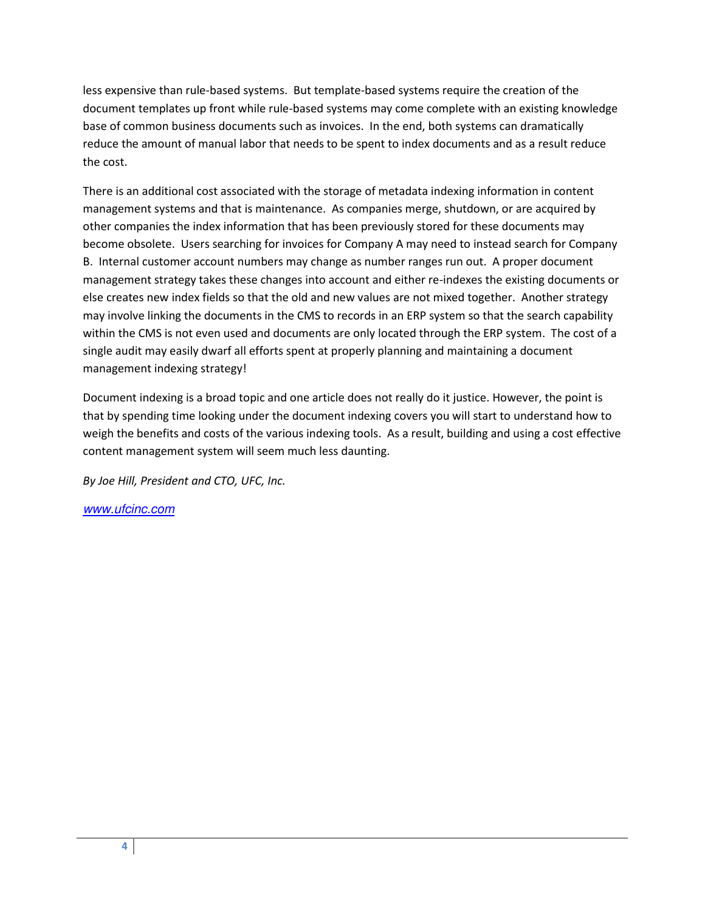less expensive than rule-based systems.  But template-based systems require the creation of the document templates up front while rule-based systems may come complete with an existing knowledge base of common business documents such as invoices.  In the end, both systems can dramatically reduce the amount of manual labor that needs to be spent to index documents and as a result reduce the cost.

There is an additional cost associated with the storage of metadata indexing information in content management systems and that is maintenance.  As companies merge, shutdown, or are acquired by other companies the index information that has been previously stored for these documents may become obsolete.  Users searching for invoices for Company A may need to instead search for Company B.  Internal customer account numbers may change as number ranges run out.  A proper document management strategy takes these changes into account and either re-indexes the existing documents or else creates new index fields so that the old and new values are not mixed together.  Another strategy may involve linking the documents in the CMS to records in an ERP system so that the search capability within the CMS is not even used and documents are only located through the ERP system.  The cost of a single audit may easily dwarf all efforts spent at properly planning and maintaining a document management indexing strategy!

Document indexing is a broad topic and one article does not really do it justice. However, the point is that by spending time looking under the document indexing covers you will start to understand how to weigh the benefits and costs of the various indexing tools.  As a result, building and using a cost effective content management system will seem much less daunting.

*By Joe Hill, President and CTO, UFC, Inc.*

*www.ufcinc.com*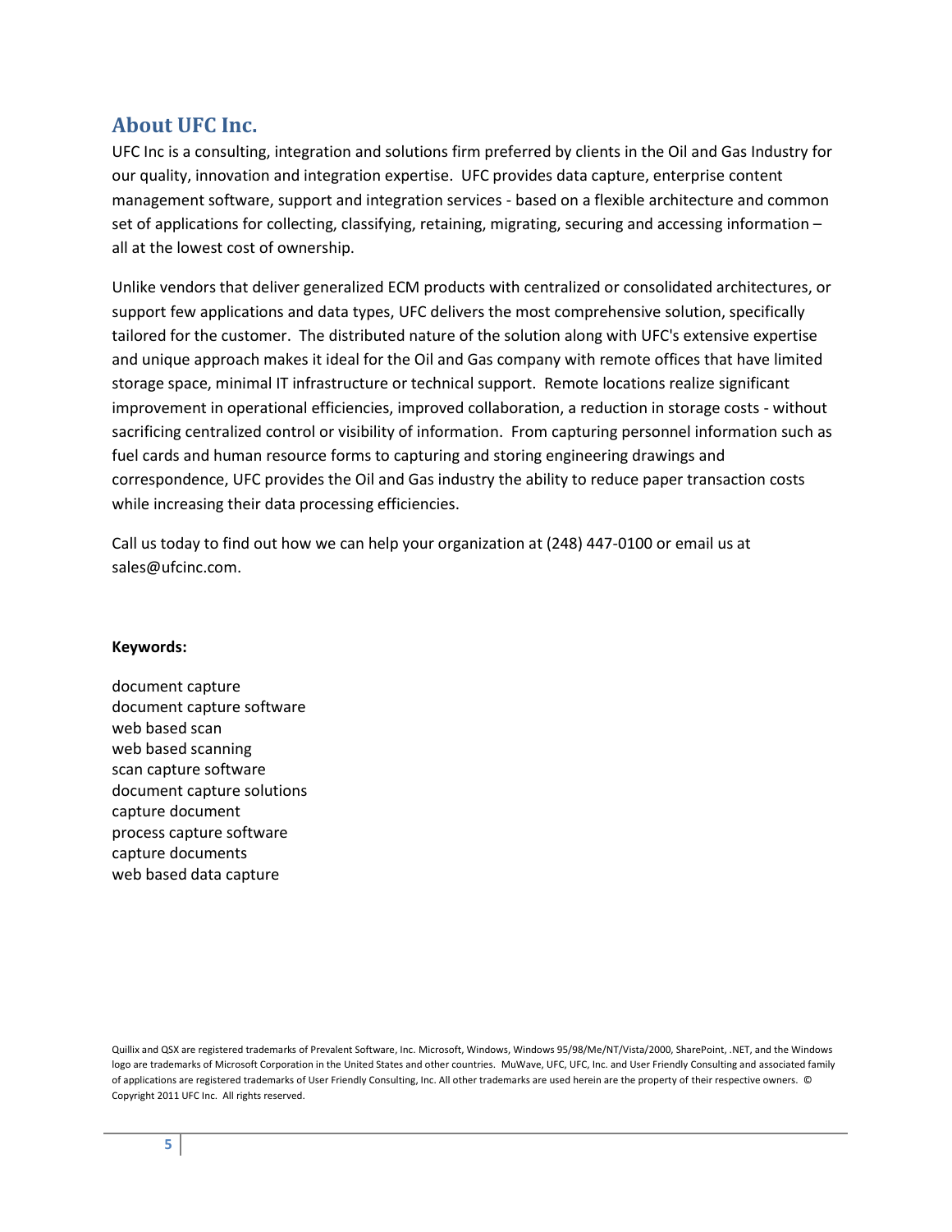## About UFC Inc.

UFC Inc is a consulting, integration and solutions firm preferred by clients in the Oil and Gas Industry for our quality, innovation and integration expertise. UFC provides data capture, enterprise content management software, support and integration services - based on a flexible architecture and common set of applications for collecting, classifying, retaining, migrating, securing and accessing information – all at the lowest cost of ownership.

Unlike vendors that deliver generalized ECM products with centralized or consolidated architectures, or support few applications and data types, UFC delivers the most comprehensive solution, specifically tailored for the customer. The distributed nature of the solution along with UFC's extensive expertise and unique approach makes it ideal for the Oil and Gas company with remote offices that have limited storage space, minimal IT infrastructure or technical support. Remote locations realize significant improvement in operational efficiencies, improved collaboration, a reduction in storage costs - without sacrificing centralized control or visibility of information. From capturing personnel information such as fuel cards and human resource forms to capturing and storing engineering drawings and correspondence, UFC provides the Oil and Gas industry the ability to reduce paper transaction costs while increasing their data processing efficiencies.

Call us today to find out how we can help your organization at (248) 447-0100 or email us at sales@ufcinc.com.

**Keywords:**

document capture
document capture software
web based scan
web based scanning
scan capture software
document capture solutions
capture document
process capture software
capture documents
web based data capture

Quillix and QSX are registered trademarks of Prevalent Software, Inc. Microsoft, Windows, Windows 95/98/Me/NT/Vista/2000, SharePoint, .NET, and the Windows logo are trademarks of Microsoft Corporation in the United States and other countries. MuWave, UFC, UFC, Inc. and User Friendly Consulting and associated family of applications are registered trademarks of User Friendly Consulting, Inc. All other trademarks are used herein are the property of their respective owners. © Copyright 2011 UFC Inc. All rights reserved.